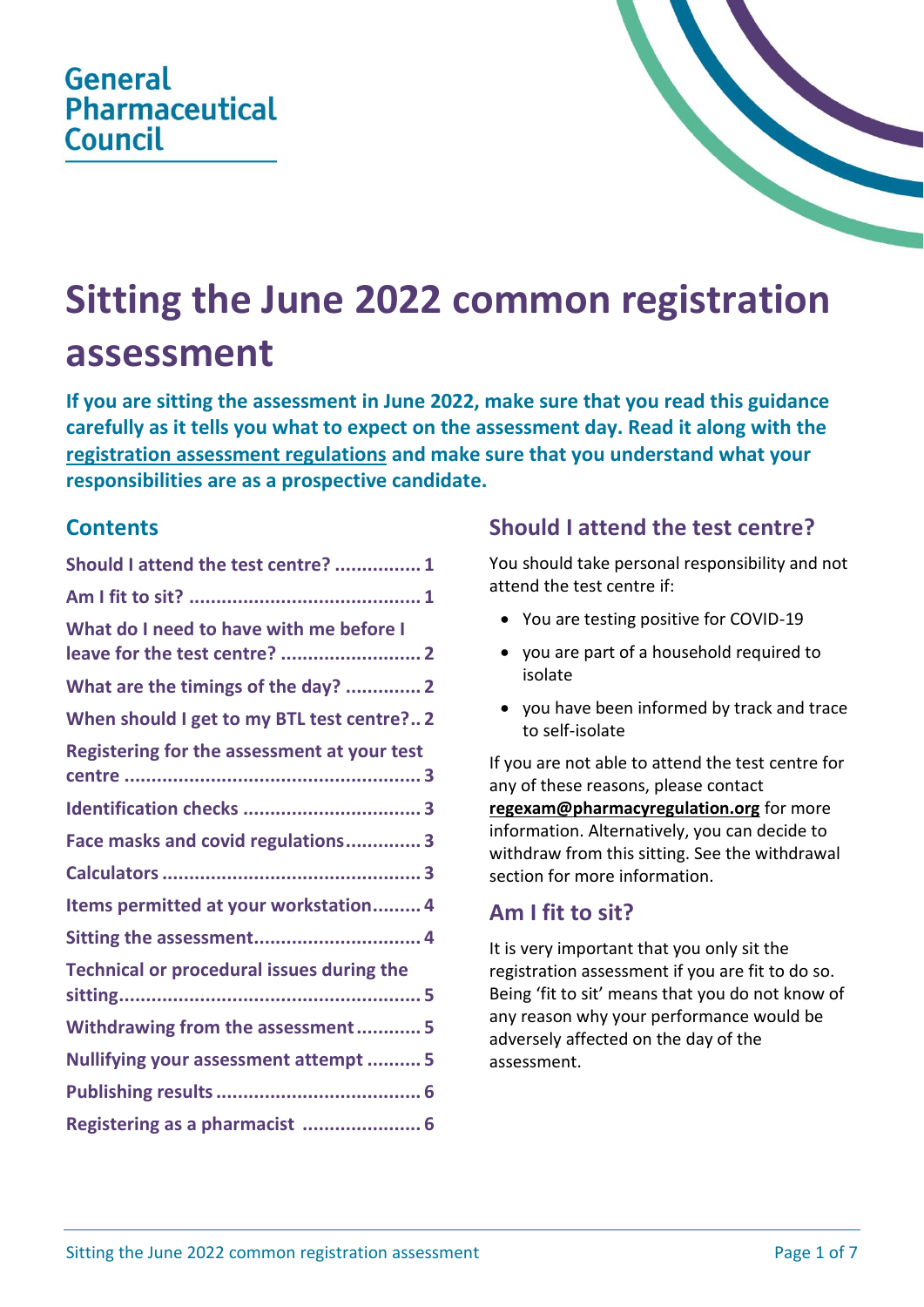General Pharmaceutical Council

# Sitting the June 2022 common registration assessment

**If you are sitting the assessment in June 2022, make sure that you read this guidance carefully as it tells you what to expect on the assessment day. Read it along with the registration assessment regulations and make sure that you understand what your responsibilities are as a prospective candidate.**

## Contents

- Should I attend the test centre? ................ 1
- Am I fit to sit? ........................................... 1
- What do I need to have with me before I leave for the test centre? .......................... 2
- What are the timings of the day? .............. 2
- When should I get to my BTL test centre?.. 2
- Registering for the assessment at your test centre ....................................................... 3
- Identification checks ................................. 3
- Face masks and covid regulations.............. 3
- Calculators ................................................ 3
- Items permitted at your workstation......... 4
- Sitting the assessment............................... 4
- Technical or procedural issues during the sitting........................................................ 5
- Withdrawing from the assessment............ 5
- Nullifying your assessment attempt .......... 5
- Publishing results ...................................... 6
- Registering as a pharmacist ...................... 6

## Should I attend the test centre?

You should take personal responsibility and not attend the test centre if:

- You are testing positive for COVID-19
- you are part of a household required to isolate
- you have been informed by track and trace to self-isolate

If you are not able to attend the test centre for any of these reasons, please contact **regexam@pharmacyregulation.org** for more information. Alternatively, you can decide to withdraw from this sitting. See the withdrawal section for more information.

## Am I fit to sit?

It is very important that you only sit the registration assessment if you are fit to do so. Being 'fit to sit' means that you do not know of any reason why your performance would be adversely affected on the day of the assessment.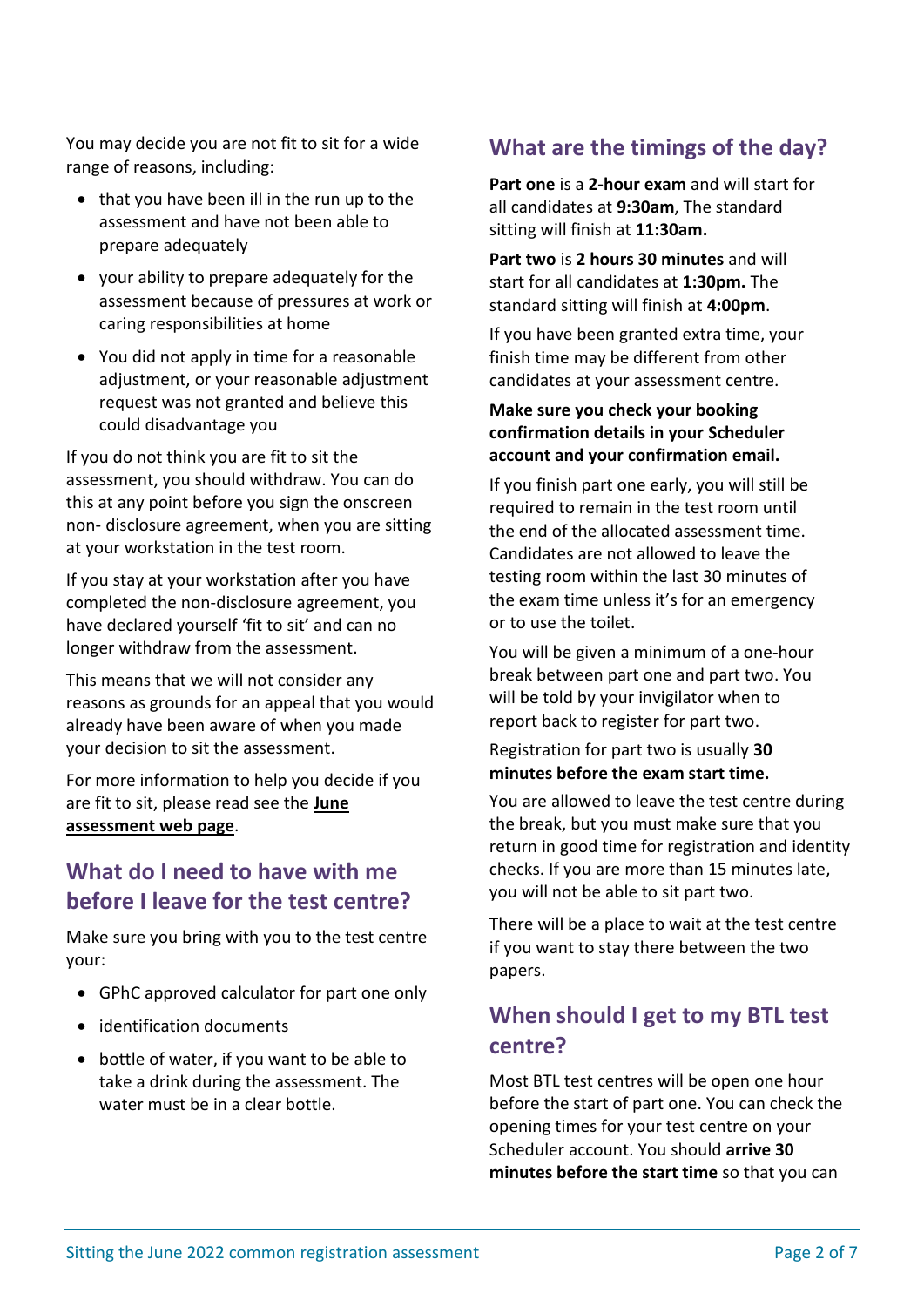You may decide you are not fit to sit for a wide range of reasons, including:

- that you have been ill in the run up to the assessment and have not been able to prepare adequately
- your ability to prepare adequately for the assessment because of pressures at work or caring responsibilities at home
- You did not apply in time for a reasonable adjustment, or your reasonable adjustment request was not granted and believe this could disadvantage you

If you do not think you are fit to sit the assessment, you should withdraw. You can do this at any point before you sign the onscreen non- disclosure agreement, when you are sitting at your workstation in the test room.

If you stay at your workstation after you have completed the non-disclosure agreement, you have declared yourself 'fit to sit' and can no longer withdraw from the assessment.

This means that we will not consider any reasons as grounds for an appeal that you would already have been aware of when you made your decision to sit the assessment.

For more information to help you decide if you are fit to sit, please read see the **June assessment web page**.

## What do I need to have with me before I leave for the test centre?

Make sure you bring with you to the test centre your:

- GPhC approved calculator for part one only
- identification documents
- bottle of water, if you want to be able to take a drink during the assessment. The water must be in a clear bottle.

## What are the timings of the day?

**Part one** is a **2-hour exam** and will start for all candidates at **9:30am**, The standard sitting will finish at **11:30am.**

**Part two** is **2 hours 30 minutes** and will start for all candidates at **1:30pm.** The standard sitting will finish at **4:00pm**.

If you have been granted extra time, your finish time may be different from other candidates at your assessment centre.

**Make sure you check your booking confirmation details in your Scheduler account and your confirmation email.**

If you finish part one early, you will still be required to remain in the test room until the end of the allocated assessment time. Candidates are not allowed to leave the testing room within the last 30 minutes of the exam time unless it's for an emergency or to use the toilet.

You will be given a minimum of a one-hour break between part one and part two. You will be told by your invigilator when to report back to register for part two.

Registration for part two is usually **30 minutes before the exam start time.**

You are allowed to leave the test centre during the break, but you must make sure that you return in good time for registration and identity checks. If you are more than 15 minutes late, you will not be able to sit part two.

There will be a place to wait at the test centre if you want to stay there between the two papers.

## When should I get to my BTL test centre?

Most BTL test centres will be open one hour before the start of part one. You can check the opening times for your test centre on your Scheduler account. You should **arrive 30 minutes before the start time** so that you can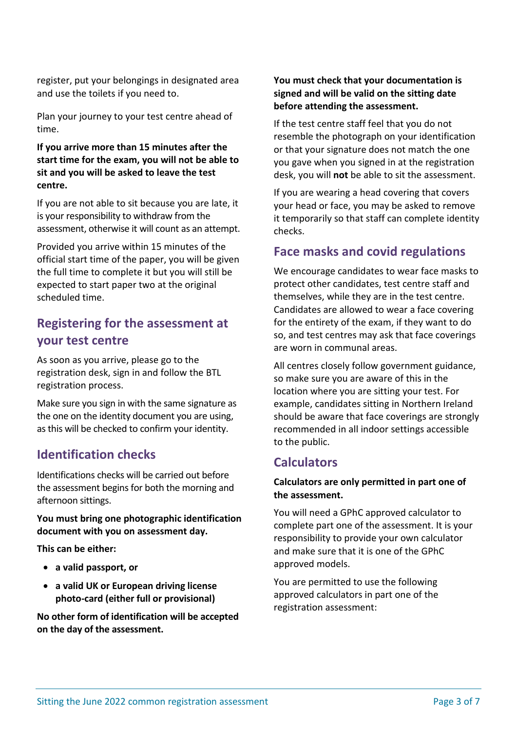register, put your belongings in designated area and use the toilets if you need to.

Plan your journey to your test centre ahead of time.

**If you arrive more than 15 minutes after the start time for the exam, you will not be able to sit and you will be asked to leave the test centre.**

If you are not able to sit because you are late, it is your responsibility to withdraw from the assessment, otherwise it will count as an attempt.

Provided you arrive within 15 minutes of the official start time of the paper, you will be given the full time to complete it but you will still be expected to start paper two at the original scheduled time.

## Registering for the assessment at your test centre

As soon as you arrive, please go to the registration desk, sign in and follow the BTL registration process.

Make sure you sign in with the same signature as the one on the identity document you are using, as this will be checked to confirm your identity.

## Identification checks

Identifications checks will be carried out before the assessment begins for both the morning and afternoon sittings.

**You must bring one photographic identification document with you on assessment day.**

**This can be either:**

- **a valid passport, or**
- **a valid UK or European driving license photo-card (either full or provisional)**

**No other form of identification will be accepted on the day of the assessment.**

**You must check that your documentation is signed and will be valid on the sitting date before attending the assessment.**

If the test centre staff feel that you do not resemble the photograph on your identification or that your signature does not match the one you gave when you signed in at the registration desk, you will **not** be able to sit the assessment.

If you are wearing a head covering that covers your head or face, you may be asked to remove it temporarily so that staff can complete identity checks.

## Face masks and covid regulations

We encourage candidates to wear face masks to protect other candidates, test centre staff and themselves, while they are in the test centre. Candidates are allowed to wear a face covering for the entirety of the exam, if they want to do so, and test centres may ask that face coverings are worn in communal areas.

All centres closely follow government guidance, so make sure you are aware of this in the location where you are sitting your test. For example, candidates sitting in Northern Ireland should be aware that face coverings are strongly recommended in all indoor settings accessible to the public.

## Calculators

**Calculators are only permitted in part one of the assessment.**

You will need a GPhC approved calculator to complete part one of the assessment. It is your responsibility to provide your own calculator and make sure that it is one of the GPhC approved models.

You are permitted to use the following approved calculators in part one of the registration assessment: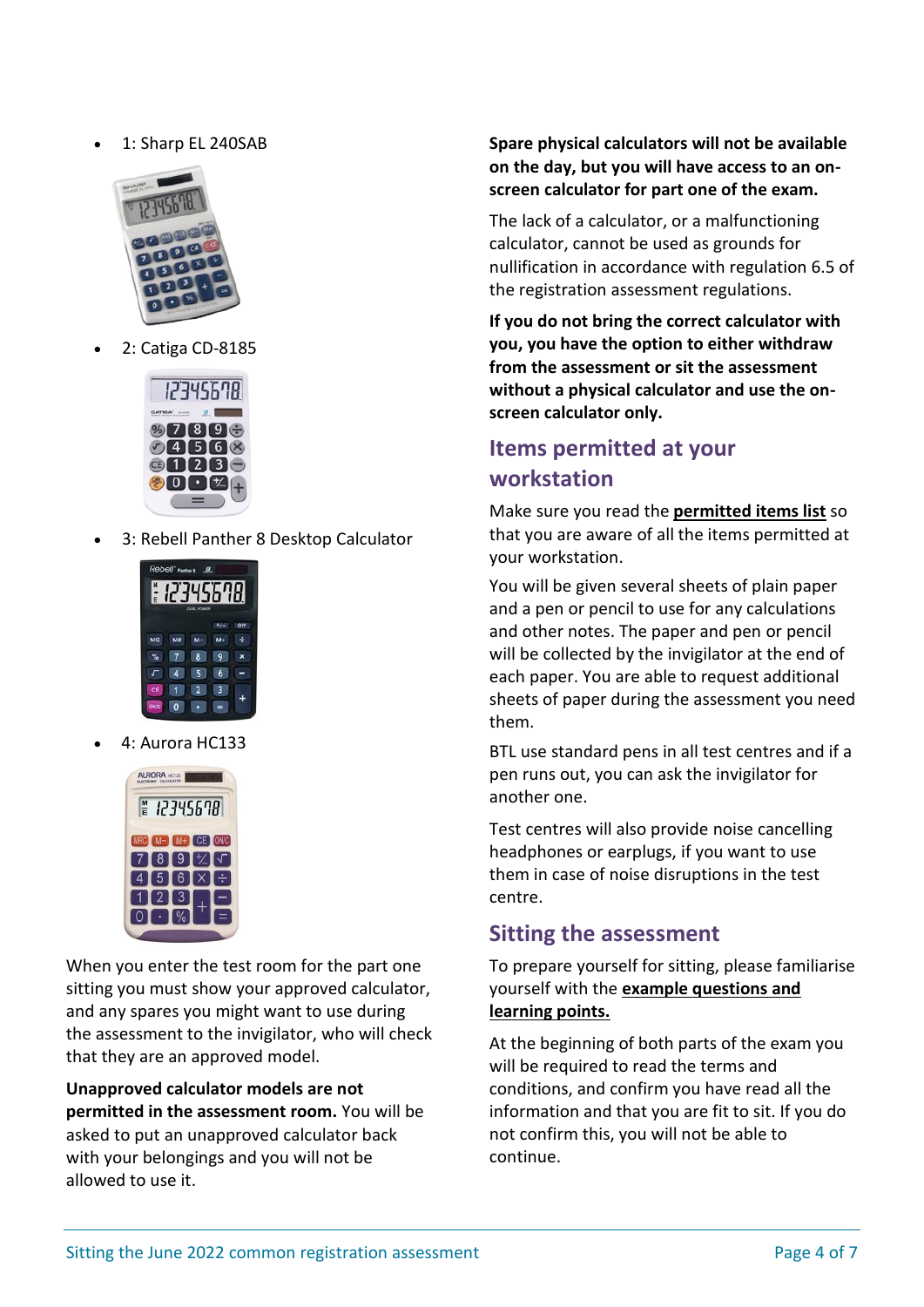- 1: Sharp EL 240SAB
- 2: Catiga CD-8185
- 3: Rebell Panther 8 Desktop Calculator
- 4: Aurora HC133

When you enter the test room for the part one sitting you must show your approved calculator, and any spares you might want to use during the assessment to the invigilator, who will check that they are an approved model.

**Unapproved calculator models are not permitted in the assessment room.** You will be asked to put an unapproved calculator back with your belongings and you will not be allowed to use it.

**Spare physical calculators will not be available on the day, but you will have access to an on-screen calculator for part one of the exam.**

The lack of a calculator, or a malfunctioning calculator, cannot be used as grounds for nullification in accordance with regulation 6.5 of the registration assessment regulations.

**If you do not bring the correct calculator with you, you have the option to either withdraw from the assessment or sit the assessment without a physical calculator and use the on-screen calculator only.**

## Items permitted at your workstation

Make sure you read the **permitted items list** so that you are aware of all the items permitted at your workstation.

You will be given several sheets of plain paper and a pen or pencil to use for any calculations and other notes. The paper and pen or pencil will be collected by the invigilator at the end of each paper. You are able to request additional sheets of paper during the assessment you need them.

BTL use standard pens in all test centres and if a pen runs out, you can ask the invigilator for another one.

Test centres will also provide noise cancelling headphones or earplugs, if you want to use them in case of noise disruptions in the test centre.

## Sitting the assessment

To prepare yourself for sitting, please familiarise yourself with the **example questions and learning points.**

At the beginning of both parts of the exam you will be required to read the terms and conditions, and confirm you have read all the information and that you are fit to sit. If you do not confirm this, you will not be able to continue.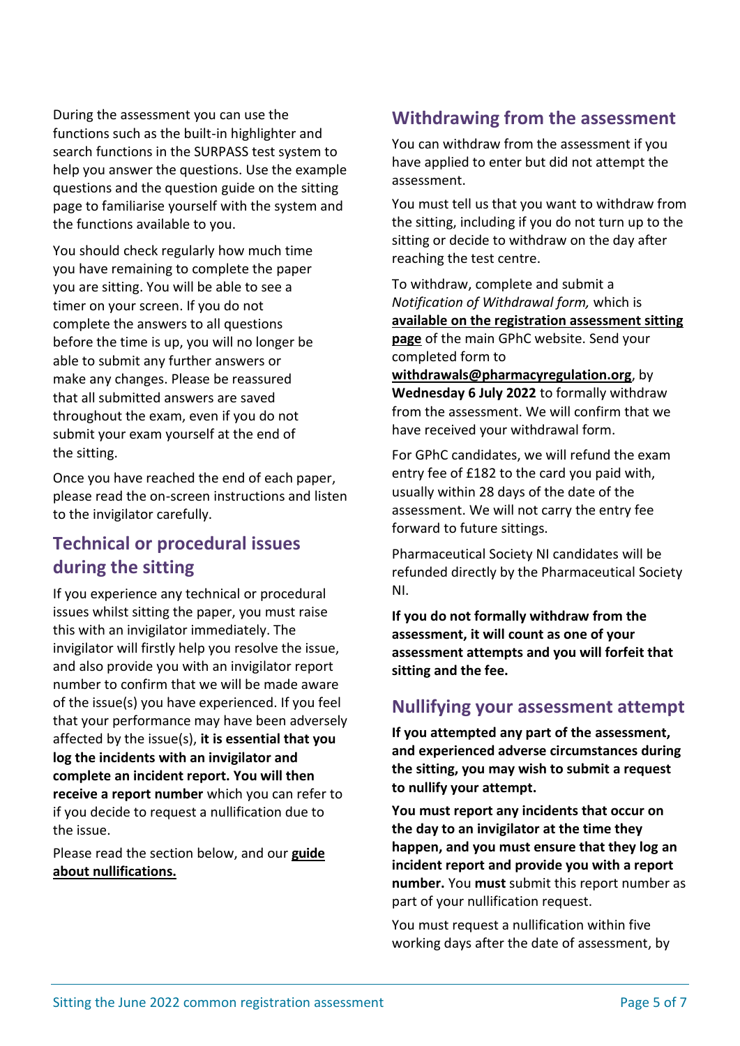During the assessment you can use the functions such as the built-in highlighter and search functions in the SURPASS test system to help you answer the questions. Use the example questions and the question guide on the sitting page to familiarise yourself with the system and the functions available to you.

You should check regularly how much time you have remaining to complete the paper you are sitting. You will be able to see a timer on your screen. If you do not complete the answers to all questions before the time is up, you will no longer be able to submit any further answers or make any changes. Please be reassured that all submitted answers are saved throughout the exam, even if you do not submit your exam yourself at the end of the sitting.

Once you have reached the end of each paper, please read the on-screen instructions and listen to the invigilator carefully.

## Technical or procedural issues during the sitting

If you experience any technical or procedural issues whilst sitting the paper, you must raise this with an invigilator immediately. The invigilator will firstly help you resolve the issue, and also provide you with an invigilator report number to confirm that we will be made aware of the issue(s) you have experienced. If you feel that your performance may have been adversely affected by the issue(s), **it is essential that you log the incidents with an invigilator and complete an incident report. You will then receive a report number** which you can refer to if you decide to request a nullification due to the issue.

Please read the section below, and our **guide about nullifications.**

## Withdrawing from the assessment

You can withdraw from the assessment if you have applied to enter but did not attempt the assessment.

You must tell us that you want to withdraw from the sitting, including if you do not turn up to the sitting or decide to withdraw on the day after reaching the test centre.

To withdraw, complete and submit a *Notification of Withdrawal form,* which is **available on the registration assessment sitting page** of the main GPhC website. Send your completed form to **withdrawals@pharmacyregulation.org**, by **Wednesday 6 July 2022** to formally withdraw from the assessment. We will confirm that we have received your withdrawal form.

For GPhC candidates, we will refund the exam entry fee of £182 to the card you paid with, usually within 28 days of the date of the assessment. We will not carry the entry fee forward to future sittings.

Pharmaceutical Society NI candidates will be refunded directly by the Pharmaceutical Society NI.

**If you do not formally withdraw from the assessment, it will count as one of your assessment attempts and you will forfeit that sitting and the fee.**

## Nullifying your assessment attempt

**If you attempted any part of the assessment, and experienced adverse circumstances during the sitting, you may wish to submit a request to nullify your attempt.**

**You must report any incidents that occur on the day to an invigilator at the time they happen, and you must ensure that they log an incident report and provide you with a report number.** You **must** submit this report number as part of your nullification request.

You must request a nullification within five working days after the date of assessment, by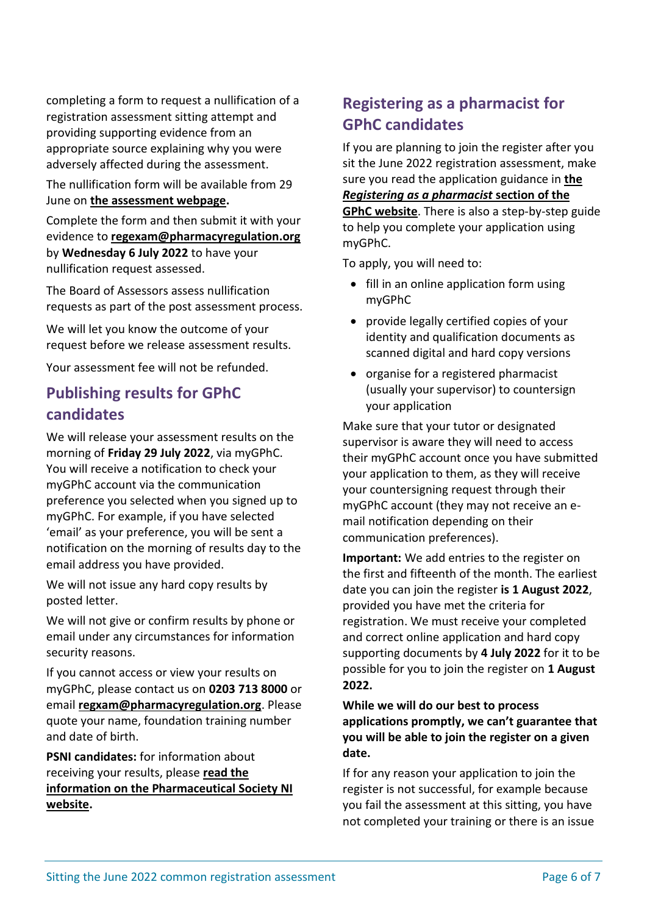completing a form to request a nullification of a registration assessment sitting attempt and providing supporting evidence from an appropriate source explaining why you were adversely affected during the assessment.

The nullification form will be available from 29 June on **the assessment webpage.**

Complete the form and then submit it with your evidence to **regexam@pharmacyregulation.org** by **Wednesday 6 July 2022** to have your nullification request assessed.

The Board of Assessors assess nullification requests as part of the post assessment process.

We will let you know the outcome of your request before we release assessment results.

Your assessment fee will not be refunded.

## Publishing results for GPhC candidates

We will release your assessment results on the morning of **Friday 29 July 2022**, via myGPhC. You will receive a notification to check your myGPhC account via the communication preference you selected when you signed up to myGPhC. For example, if you have selected 'email' as your preference, you will be sent a notification on the morning of results day to the email address you have provided.

We will not issue any hard copy results by posted letter.

We will not give or confirm results by phone or email under any circumstances for information security reasons.

If you cannot access or view your results on myGPhC, please contact us on **0203 713 8000** or email **regxam@pharmacyregulation.org**. Please quote your name, foundation training number and date of birth.

**PSNI candidates:** for information about receiving your results, please **read the information on the Pharmaceutical Society NI website.**

## Registering as a pharmacist for GPhC candidates

If you are planning to join the register after you sit the June 2022 registration assessment, make sure you read the application guidance in **the *Registering as a pharmacist* section of the GPhC website**. There is also a step-by-step guide to help you complete your application using myGPhC.

To apply, you will need to:

- fill in an online application form using myGPhC
- provide legally certified copies of your identity and qualification documents as scanned digital and hard copy versions
- organise for a registered pharmacist (usually your supervisor) to countersign your application

Make sure that your tutor or designated supervisor is aware they will need to access their myGPhC account once you have submitted your application to them, as they will receive your countersigning request through their myGPhC account (they may not receive an e-mail notification depending on their communication preferences).

**Important:** We add entries to the register on the first and fifteenth of the month. The earliest date you can join the register **is 1 August 2022**, provided you have met the criteria for registration. We must receive your completed and correct online application and hard copy supporting documents by **4 July 2022** for it to be possible for you to join the register on **1 August 2022.**

**While we will do our best to process applications promptly, we can't guarantee that you will be able to join the register on a given date.**

If for any reason your application to join the register is not successful, for example because you fail the assessment at this sitting, you have not completed your training or there is an issue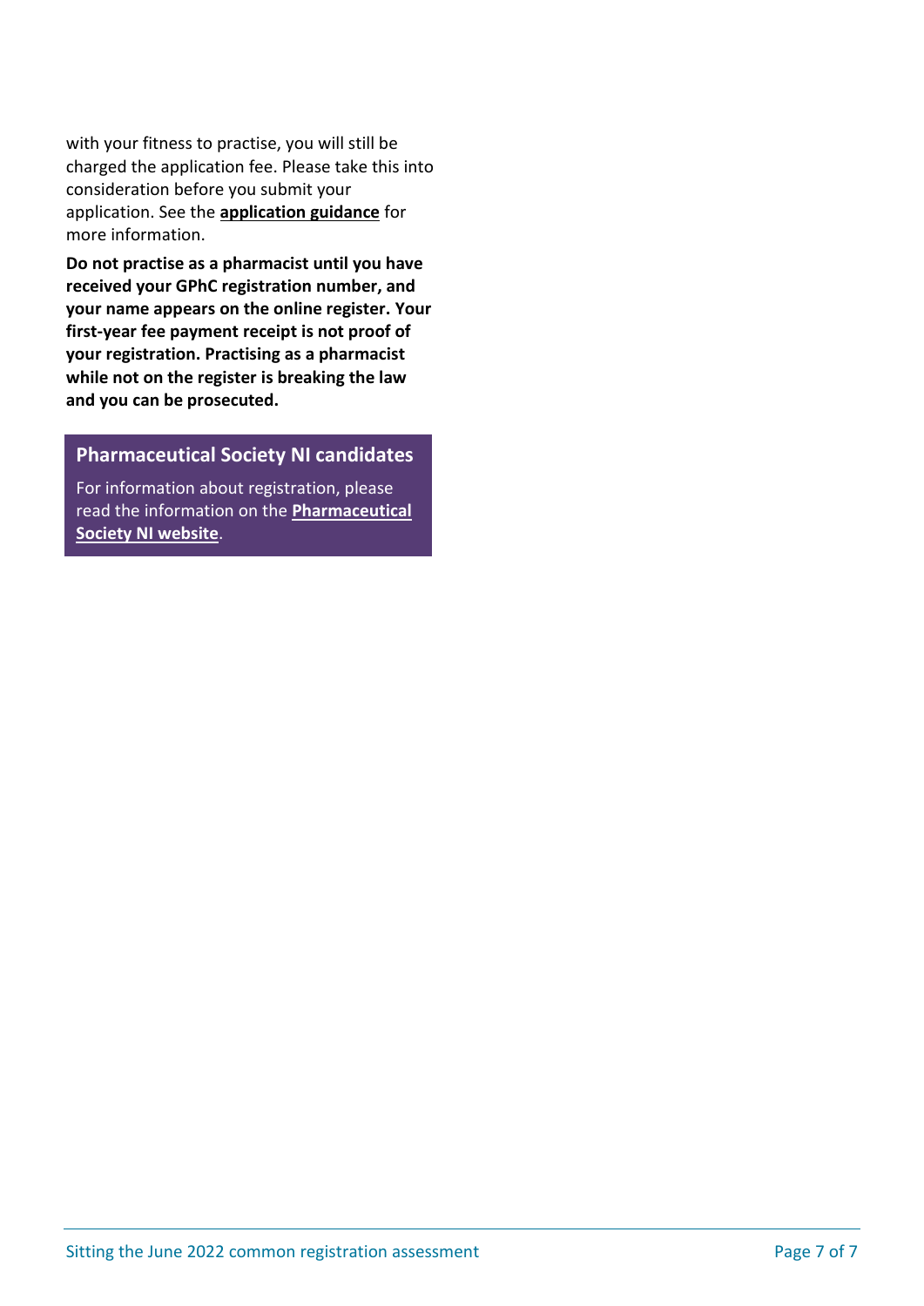with your fitness to practise, you will still be charged the application fee. Please take this into consideration before you submit your application. See the **application guidance** for more information.

**Do not practise as a pharmacist until you have received your GPhC registration number, and your name appears on the online register. Your first-year fee payment receipt is not proof of your registration. Practising as a pharmacist while not on the register is breaking the law and you can be prosecuted.**

## Pharmaceutical Society NI candidates

For information about registration, please read the information on the **Pharmaceutical Society NI website**.